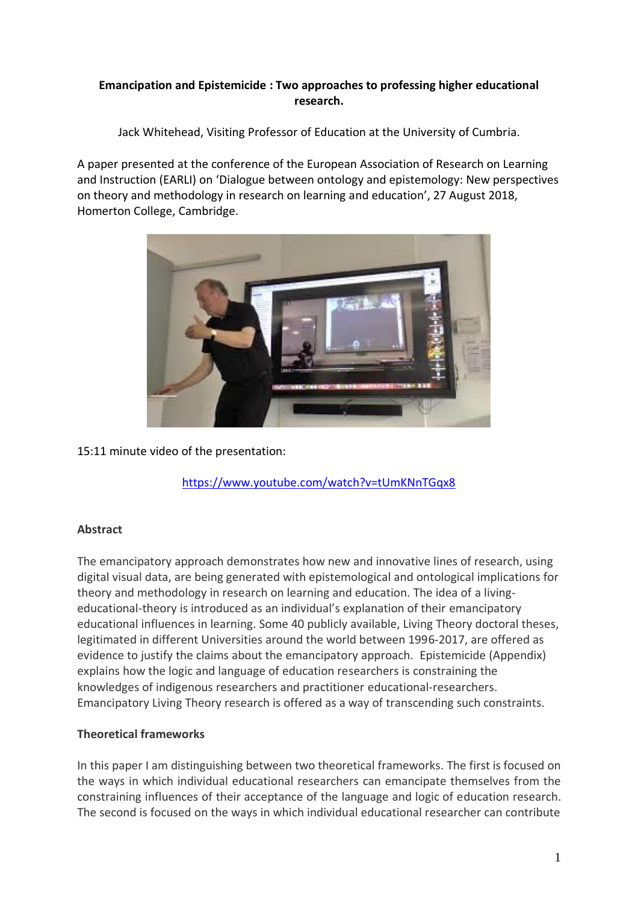**Emancipation and Epistemicide : Two approaches to professing higher educational research.**

Jack Whitehead, Visiting Professor of Education at the University of Cumbria.

A paper presented at the conference of the European Association of Research on Learning and Instruction (EARLI) on 'Dialogue between ontology and epistemology: New perspectives on theory and methodology in research on learning and education', 27 August 2018, Homerton College, Cambridge.

15:11 minute video of the presentation:

https://www.youtube.com/watch?v=tUmKNnTGqx8

## Abstract

The emancipatory approach demonstrates how new and innovative lines of research, using digital visual data, are being generated with epistemological and ontological implications for theory and methodology in research on learning and education. The idea of a living-educational-theory is introduced as an individual's explanation of their emancipatory educational influences in learning. Some 40 publicly available, Living Theory doctoral theses, legitimated in different Universities around the world between 1996-2017, are offered as evidence to justify the claims about the emancipatory approach. Epistemicide (Appendix) explains how the logic and language of education researchers is constraining the knowledges of indigenous researchers and practitioner educational-researchers. Emancipatory Living Theory research is offered as a way of transcending such constraints.

## Theoretical frameworks

In this paper I am distinguishing between two theoretical frameworks. The first is focused on the ways in which individual educational researchers can emancipate themselves from the constraining influences of their acceptance of the language and logic of education research. The second is focused on the ways in which individual educational researcher can contribute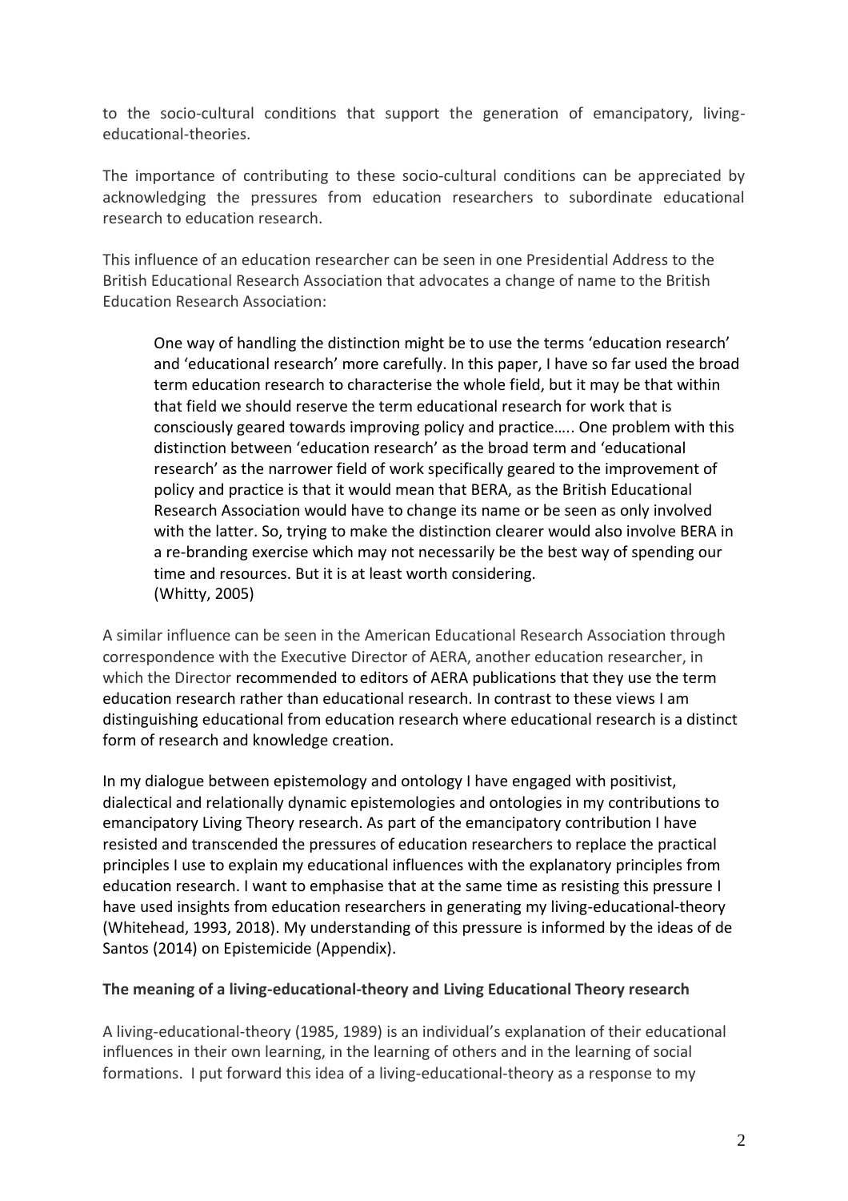to the socio-cultural conditions that support the generation of emancipatory, living-educational-theories.

The importance of contributing to these socio-cultural conditions can be appreciated by acknowledging the pressures from education researchers to subordinate educational research to education research.

This influence of an education researcher can be seen in one Presidential Address to the British Educational Research Association that advocates a change of name to the British Education Research Association:

> One way of handling the distinction might be to use the terms 'education research' and 'educational research' more carefully. In this paper, I have so far used the broad term education research to characterise the whole field, but it may be that within that field we should reserve the term educational research for work that is consciously geared towards improving policy and practice….. One problem with this distinction between 'education research' as the broad term and 'educational research' as the narrower field of work specifically geared to the improvement of policy and practice is that it would mean that BERA, as the British Educational Research Association would have to change its name or be seen as only involved with the latter. So, trying to make the distinction clearer would also involve BERA in a re-branding exercise which may not necessarily be the best way of spending our time and resources. But it is at least worth considering.
> (Whitty, 2005)

A similar influence can be seen in the American Educational Research Association through correspondence with the Executive Director of AERA, another education researcher, in which the Director recommended to editors of AERA publications that they use the term education research rather than educational research. In contrast to these views I am distinguishing educational from education research where educational research is a distinct form of research and knowledge creation.

In my dialogue between epistemology and ontology I have engaged with positivist, dialectical and relationally dynamic epistemologies and ontologies in my contributions to emancipatory Living Theory research. As part of the emancipatory contribution I have resisted and transcended the pressures of education researchers to replace the practical principles I use to explain my educational influences with the explanatory principles from education research. I want to emphasise that at the same time as resisting this pressure I have used insights from education researchers in generating my living-educational-theory (Whitehead, 1993, 2018). My understanding of this pressure is informed by the ideas of de Santos (2014) on Epistemicide (Appendix).

**The meaning of a living-educational-theory and Living Educational Theory research**

A living-educational-theory (1985, 1989) is an individual's explanation of their educational influences in their own learning, in the learning of others and in the learning of social formations. I put forward this idea of a living-educational-theory as a response to my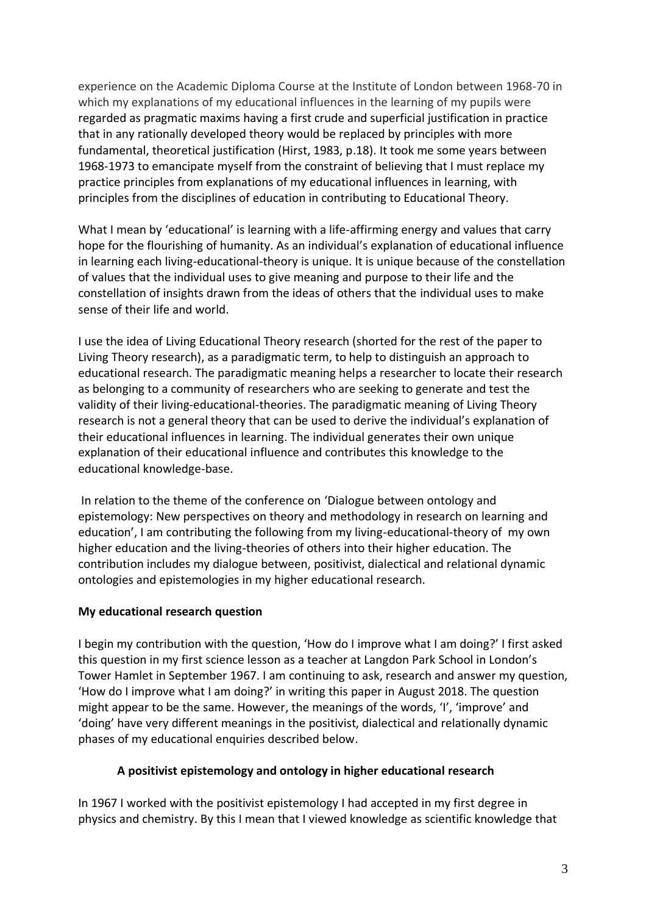experience on the Academic Diploma Course at the Institute of London between 1968-70 in which my explanations of my educational influences in the learning of my pupils were regarded as pragmatic maxims having a first crude and superficial justification in practice that in any rationally developed theory would be replaced by principles with more fundamental, theoretical justification (Hirst, 1983, p.18). It took me some years between 1968-1973 to emancipate myself from the constraint of believing that I must replace my practice principles from explanations of my educational influences in learning, with principles from the disciplines of education in contributing to Educational Theory.

What I mean by 'educational' is learning with a life-affirming energy and values that carry hope for the flourishing of humanity. As an individual's explanation of educational influence in learning each living-educational-theory is unique. It is unique because of the constellation of values that the individual uses to give meaning and purpose to their life and the constellation of insights drawn from the ideas of others that the individual uses to make sense of their life and world.

I use the idea of Living Educational Theory research (shorted for the rest of the paper to Living Theory research), as a paradigmatic term, to help to distinguish an approach to educational research. The paradigmatic meaning helps a researcher to locate their research as belonging to a community of researchers who are seeking to generate and test the validity of their living-educational-theories. The paradigmatic meaning of Living Theory research is not a general theory that can be used to derive the individual's explanation of their educational influences in learning. The individual generates their own unique explanation of their educational influence and contributes this knowledge to the educational knowledge-base.

In relation to the theme of the conference on 'Dialogue between ontology and epistemology: New perspectives on theory and methodology in research on learning and education', I am contributing the following from my living-educational-theory of my own higher education and the living-theories of others into their higher education. The contribution includes my dialogue between, positivist, dialectical and relational dynamic ontologies and epistemologies in my higher educational research.

**My educational research question**

I begin my contribution with the question, 'How do I improve what I am doing?' I first asked this question in my first science lesson as a teacher at Langdon Park School in London's Tower Hamlet in September 1967. I am continuing to ask, research and answer my question, 'How do I improve what I am doing?' in writing this paper in August 2018. The question might appear to be the same. However, the meanings of the words, 'I', 'improve' and 'doing' have very different meanings in the positivist, dialectical and relationally dynamic phases of my educational enquiries described below.

**A positivist epistemology and ontology in higher educational research**

In 1967 I worked with the positivist epistemology I had accepted in my first degree in physics and chemistry. By this I mean that I viewed knowledge as scientific knowledge that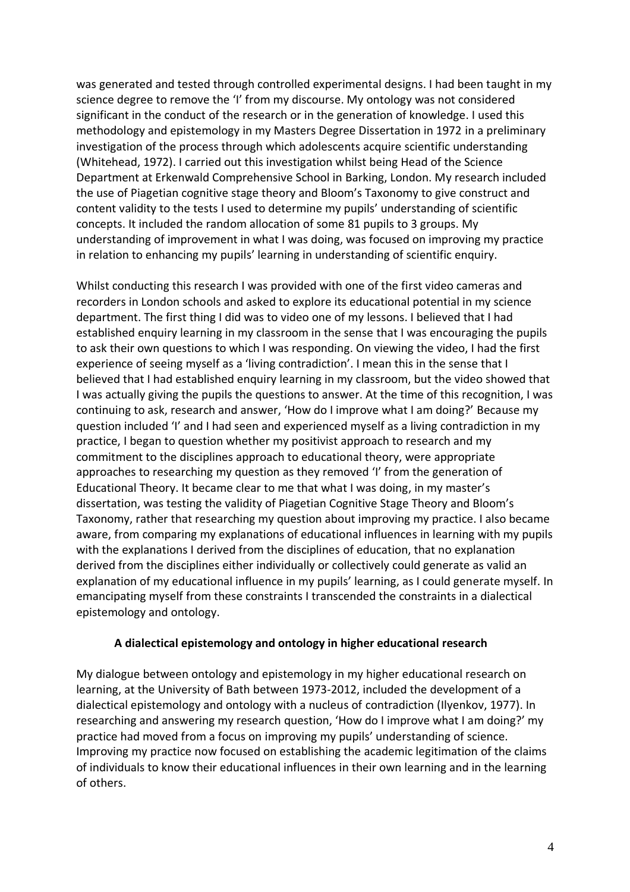was generated and tested through controlled experimental designs. I had been taught in my science degree to remove the 'I' from my discourse. My ontology was not considered significant in the conduct of the research or in the generation of knowledge. I used this methodology and epistemology in my Masters Degree Dissertation in 1972 in a preliminary investigation of the process through which adolescents acquire scientific understanding (Whitehead, 1972). I carried out this investigation whilst being Head of the Science Department at Erkenwald Comprehensive School in Barking, London. My research included the use of Piagetian cognitive stage theory and Bloom's Taxonomy to give construct and content validity to the tests I used to determine my pupils' understanding of scientific concepts. It included the random allocation of some 81 pupils to 3 groups. My understanding of improvement in what I was doing, was focused on improving my practice in relation to enhancing my pupils' learning in understanding of scientific enquiry.

Whilst conducting this research I was provided with one of the first video cameras and recorders in London schools and asked to explore its educational potential in my science department. The first thing I did was to video one of my lessons. I believed that I had established enquiry learning in my classroom in the sense that I was encouraging the pupils to ask their own questions to which I was responding. On viewing the video, I had the first experience of seeing myself as a 'living contradiction'. I mean this in the sense that I believed that I had established enquiry learning in my classroom, but the video showed that I was actually giving the pupils the questions to answer. At the time of this recognition, I was continuing to ask, research and answer, 'How do I improve what I am doing?' Because my question included 'I' and I had seen and experienced myself as a living contradiction in my practice, I began to question whether my positivist approach to research and my commitment to the disciplines approach to educational theory, were appropriate approaches to researching my question as they removed 'I' from the generation of Educational Theory. It became clear to me that what I was doing, in my master's dissertation, was testing the validity of Piagetian Cognitive Stage Theory and Bloom's Taxonomy, rather that researching my question about improving my practice. I also became aware, from comparing my explanations of educational influences in learning with my pupils with the explanations I derived from the disciplines of education, that no explanation derived from the disciplines either individually or collectively could generate as valid an explanation of my educational influence in my pupils' learning, as I could generate myself. In emancipating myself from these constraints I transcended the constraints in a dialectical epistemology and ontology.

### A dialectical epistemology and ontology in higher educational research

My dialogue between ontology and epistemology in my higher educational research on learning, at the University of Bath between 1973-2012, included the development of a dialectical epistemology and ontology with a nucleus of contradiction (Ilyenkov, 1977). In researching and answering my research question, 'How do I improve what I am doing?' my practice had moved from a focus on improving my pupils' understanding of science. Improving my practice now focused on establishing the academic legitimation of the claims of individuals to know their educational influences in their own learning and in the learning of others.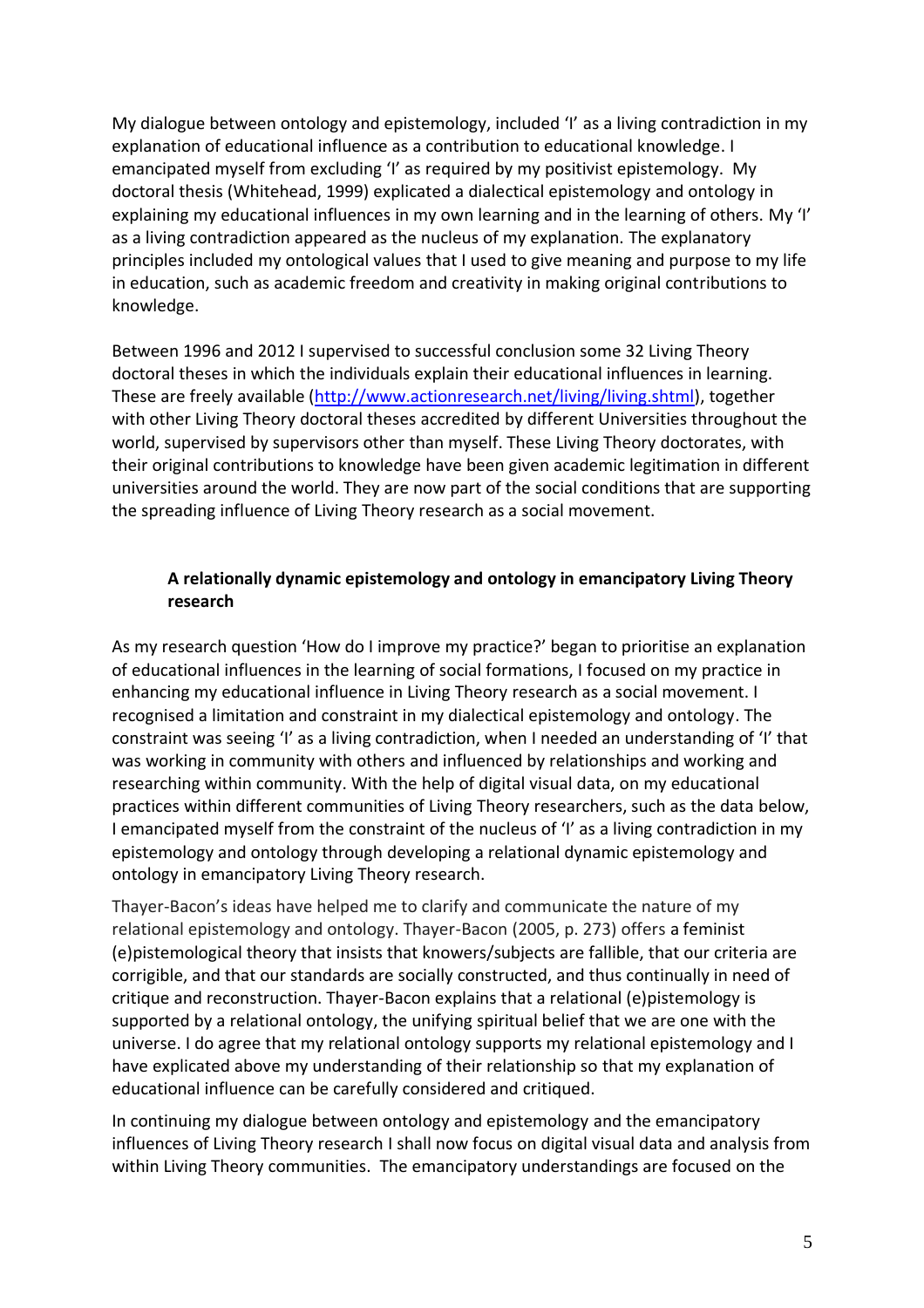My dialogue between ontology and epistemology, included 'I' as a living contradiction in my explanation of educational influence as a contribution to educational knowledge. I emancipated myself from excluding 'I' as required by my positivist epistemology. My doctoral thesis (Whitehead, 1999) explicated a dialectical epistemology and ontology in explaining my educational influences in my own learning and in the learning of others. My 'I' as a living contradiction appeared as the nucleus of my explanation. The explanatory principles included my ontological values that I used to give meaning and purpose to my life in education, such as academic freedom and creativity in making original contributions to knowledge.

Between 1996 and 2012 I supervised to successful conclusion some 32 Living Theory doctoral theses in which the individuals explain their educational influences in learning. These are freely available (http://www.actionresearch.net/living/living.shtml), together with other Living Theory doctoral theses accredited by different Universities throughout the world, supervised by supervisors other than myself. These Living Theory doctorates, with their original contributions to knowledge have been given academic legitimation in different universities around the world. They are now part of the social conditions that are supporting the spreading influence of Living Theory research as a social movement.

**A relationally dynamic epistemology and ontology in emancipatory Living Theory research**

As my research question 'How do I improve my practice?' began to prioritise an explanation of educational influences in the learning of social formations, I focused on my practice in enhancing my educational influence in Living Theory research as a social movement. I recognised a limitation and constraint in my dialectical epistemology and ontology. The constraint was seeing 'I' as a living contradiction, when I needed an understanding of 'I' that was working in community with others and influenced by relationships and working and researching within community. With the help of digital visual data, on my educational practices within different communities of Living Theory researchers, such as the data below, I emancipated myself from the constraint of the nucleus of 'I' as a living contradiction in my epistemology and ontology through developing a relational dynamic epistemology and ontology in emancipatory Living Theory research.

Thayer-Bacon's ideas have helped me to clarify and communicate the nature of my relational epistemology and ontology. Thayer-Bacon (2005, p. 273) offers a feminist (e)pistemological theory that insists that knowers/subjects are fallible, that our criteria are corrigible, and that our standards are socially constructed, and thus continually in need of critique and reconstruction. Thayer-Bacon explains that a relational (e)pistemology is supported by a relational ontology, the unifying spiritual belief that we are one with the universe. I do agree that my relational ontology supports my relational epistemology and I have explicated above my understanding of their relationship so that my explanation of educational influence can be carefully considered and critiqued.

In continuing my dialogue between ontology and epistemology and the emancipatory influences of Living Theory research I shall now focus on digital visual data and analysis from within Living Theory communities. The emancipatory understandings are focused on the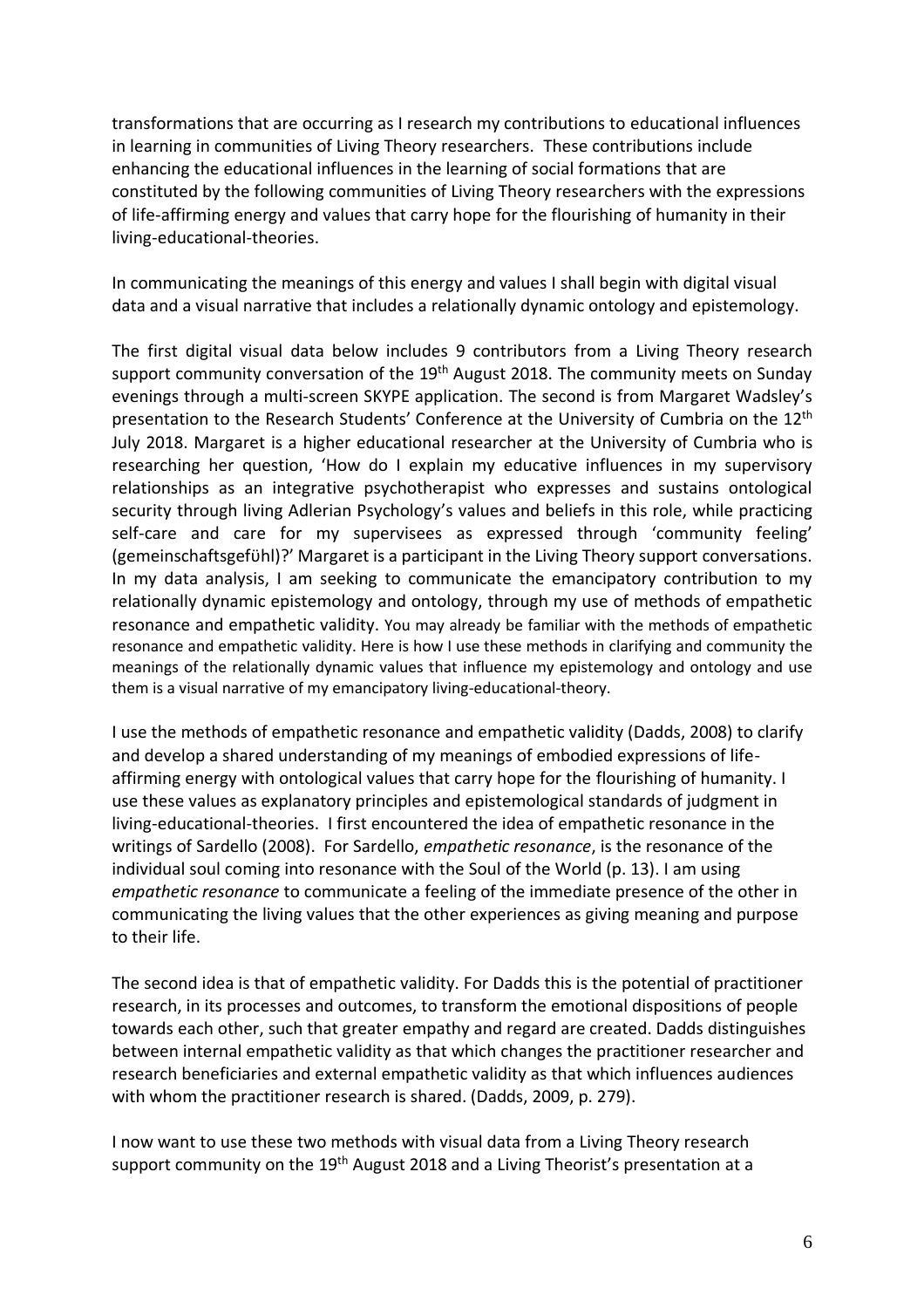transformations that are occurring as I research my contributions to educational influences in learning in communities of Living Theory researchers. These contributions include enhancing the educational influences in the learning of social formations that are constituted by the following communities of Living Theory researchers with the expressions of life-affirming energy and values that carry hope for the flourishing of humanity in their living-educational-theories.

In communicating the meanings of this energy and values I shall begin with digital visual data and a visual narrative that includes a relationally dynamic ontology and epistemology.

The first digital visual data below includes 9 contributors from a Living Theory research support community conversation of the 19th August 2018. The community meets on Sunday evenings through a multi-screen SKYPE application. The second is from Margaret Wadsley's presentation to the Research Students' Conference at the University of Cumbria on the 12th July 2018. Margaret is a higher educational researcher at the University of Cumbria who is researching her question, 'How do I explain my educative influences in my supervisory relationships as an integrative psychotherapist who expresses and sustains ontological security through living Adlerian Psychology's values and beliefs in this role, while practicing self-care and care for my supervisees as expressed through 'community feeling' (gemeinschaftsgefühl)?' Margaret is a participant in the Living Theory support conversations. In my data analysis, I am seeking to communicate the emancipatory contribution to my relationally dynamic epistemology and ontology, through my use of methods of empathetic resonance and empathetic validity. You may already be familiar with the methods of empathetic resonance and empathetic validity. Here is how I use these methods in clarifying and community the meanings of the relationally dynamic values that influence my epistemology and ontology and use them is a visual narrative of my emancipatory living-educational-theory.

I use the methods of empathetic resonance and empathetic validity (Dadds, 2008) to clarify and develop a shared understanding of my meanings of embodied expressions of life-affirming energy with ontological values that carry hope for the flourishing of humanity. I use these values as explanatory principles and epistemological standards of judgment in living-educational-theories. I first encountered the idea of empathetic resonance in the writings of Sardello (2008). For Sardello, *empathetic resonance*, is the resonance of the individual soul coming into resonance with the Soul of the World (p. 13). I am using *empathetic resonance* to communicate a feeling of the immediate presence of the other in communicating the living values that the other experiences as giving meaning and purpose to their life.

The second idea is that of empathetic validity. For Dadds this is the potential of practitioner research, in its processes and outcomes, to transform the emotional dispositions of people towards each other, such that greater empathy and regard are created. Dadds distinguishes between internal empathetic validity as that which changes the practitioner researcher and research beneficiaries and external empathetic validity as that which influences audiences with whom the practitioner research is shared. (Dadds, 2009, p. 279).

I now want to use these two methods with visual data from a Living Theory research support community on the 19th August 2018 and a Living Theorist's presentation at a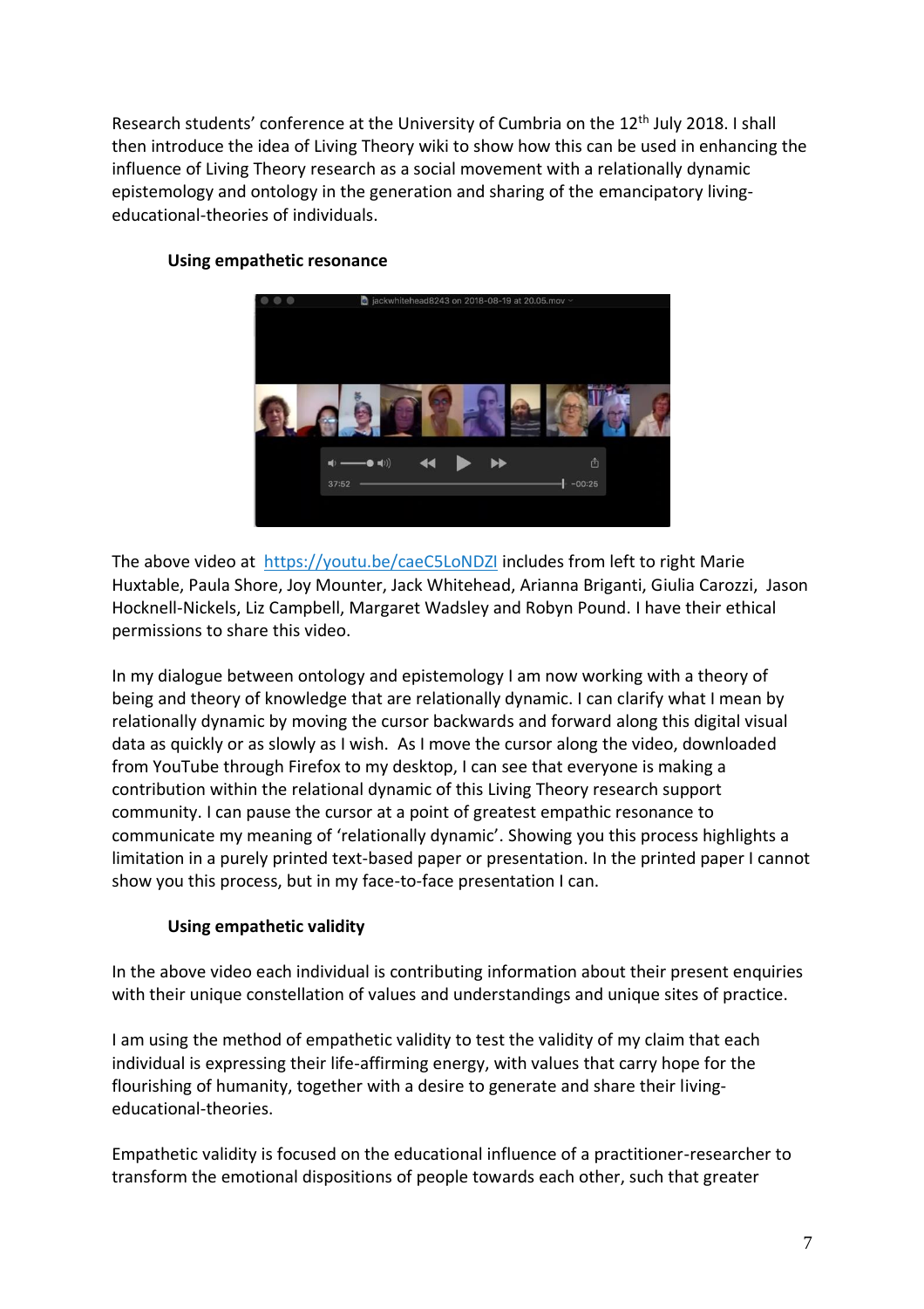Research students' conference at the University of Cumbria on the 12th July 2018. I shall then introduce the idea of Living Theory wiki to show how this can be used in enhancing the influence of Living Theory research as a social movement with a relationally dynamic epistemology and ontology in the generation and sharing of the emancipatory living-educational-theories of individuals.

### Using empathetic resonance

The above video at https://youtu.be/caeC5LoNDZI includes from left to right Marie Huxtable, Paula Shore, Joy Mounter, Jack Whitehead, Arianna Briganti, Giulia Carozzi, Jason Hocknell-Nickels, Liz Campbell, Margaret Wadsley and Robyn Pound. I have their ethical permissions to share this video.

In my dialogue between ontology and epistemology I am now working with a theory of being and theory of knowledge that are relationally dynamic. I can clarify what I mean by relationally dynamic by moving the cursor backwards and forward along this digital visual data as quickly or as slowly as I wish. As I move the cursor along the video, downloaded from YouTube through Firefox to my desktop, I can see that everyone is making a contribution within the relational dynamic of this Living Theory research support community. I can pause the cursor at a point of greatest empathic resonance to communicate my meaning of 'relationally dynamic'. Showing you this process highlights a limitation in a purely printed text-based paper or presentation. In the printed paper I cannot show you this process, but in my face-to-face presentation I can.

### Using empathetic validity

In the above video each individual is contributing information about their present enquiries with their unique constellation of values and understandings and unique sites of practice.

I am using the method of empathetic validity to test the validity of my claim that each individual is expressing their life-affirming energy, with values that carry hope for the flourishing of humanity, together with a desire to generate and share their living-educational-theories.

Empathetic validity is focused on the educational influence of a practitioner-researcher to transform the emotional dispositions of people towards each other, such that greater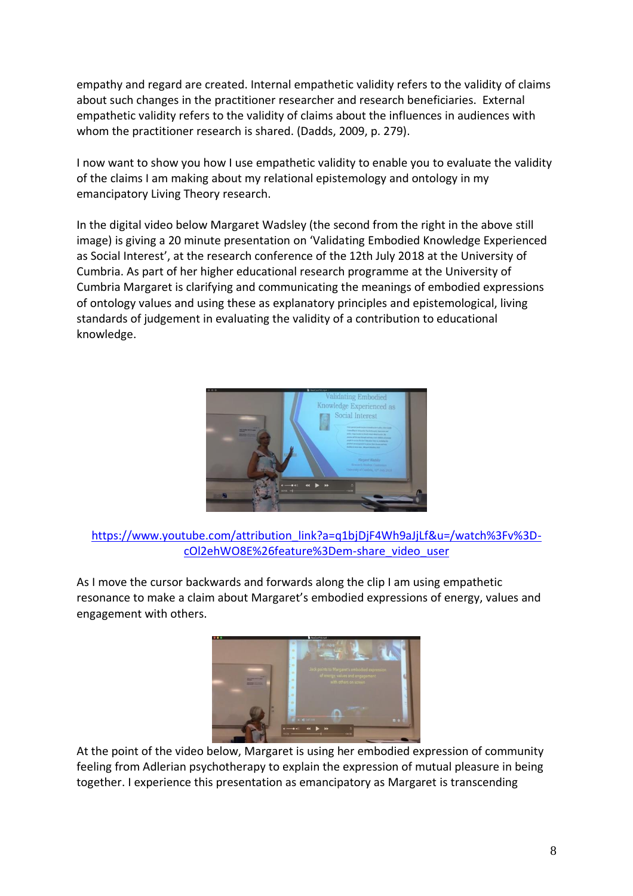empathy and regard are created. Internal empathetic validity refers to the validity of claims about such changes in the practitioner researcher and research beneficiaries. External empathetic validity refers to the validity of claims about the influences in audiences with whom the practitioner research is shared. (Dadds, 2009, p. 279).

I now want to show you how I use empathetic validity to enable you to evaluate the validity of the claims I am making about my relational epistemology and ontology in my emancipatory Living Theory research.

In the digital video below Margaret Wadsley (the second from the right in the above still image) is giving a 20 minute presentation on 'Validating Embodied Knowledge Experienced as Social Interest', at the research conference of the 12th July 2018 at the University of Cumbria. As part of her higher educational research programme at the University of Cumbria Margaret is clarifying and communicating the meanings of embodied expressions of ontology values and using these as explanatory principles and epistemological, living standards of judgement in evaluating the validity of a contribution to educational knowledge.

https://www.youtube.com/attribution_link?a=q1bjDjF4Wh9aJjLf&u=/watch%3Fv%3D-cOl2ehWO8E%26feature%3Dem-share_video_user

As I move the cursor backwards and forwards along the clip I am using empathetic resonance to make a claim about Margaret's embodied expressions of energy, values and engagement with others.

At the point of the video below, Margaret is using her embodied expression of community feeling from Adlerian psychotherapy to explain the expression of mutual pleasure in being together. I experience this presentation as emancipatory as Margaret is transcending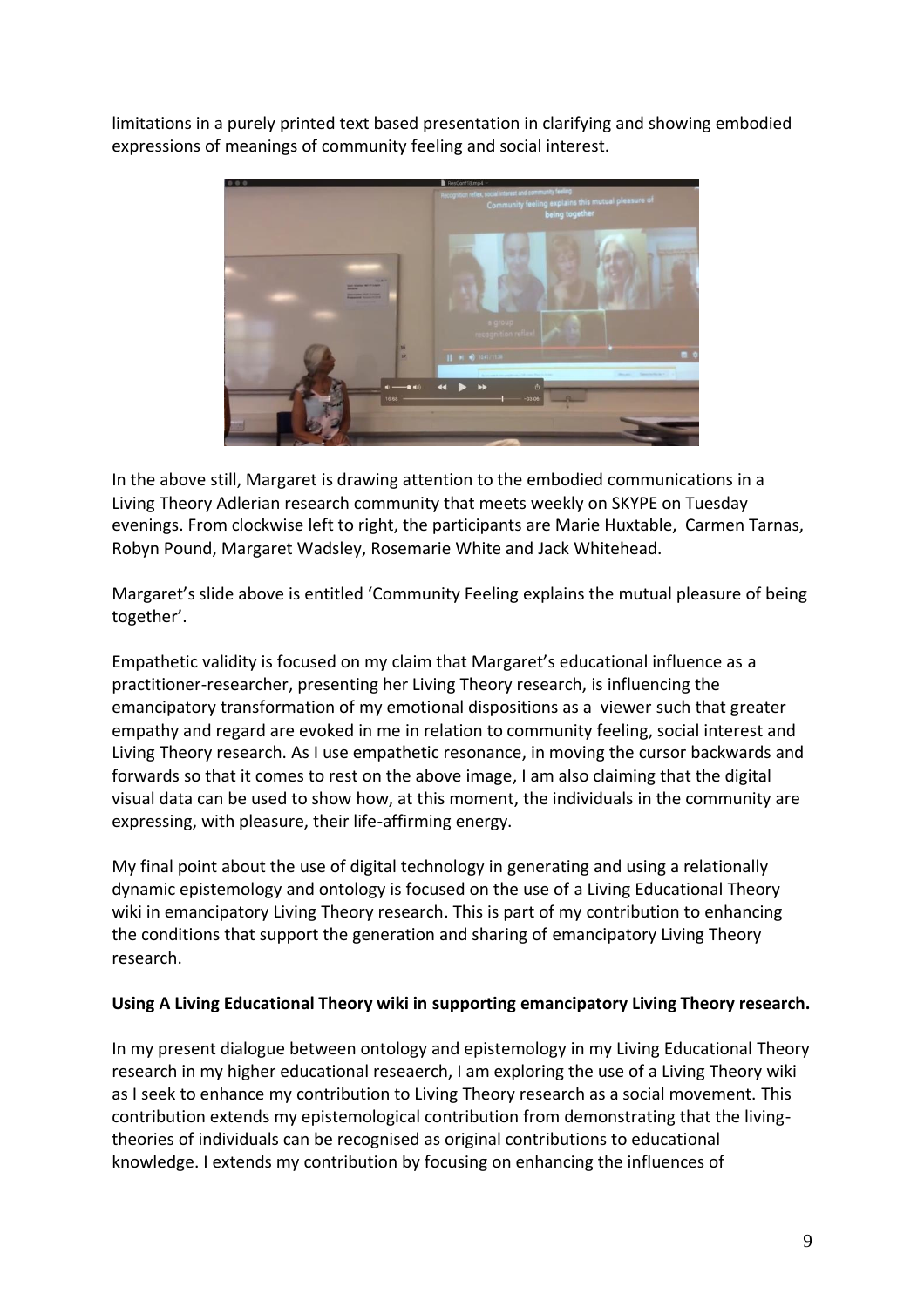limitations in a purely printed text based presentation in clarifying and showing embodied expressions of meanings of community feeling and social interest.

In the above still, Margaret is drawing attention to the embodied communications in a Living Theory Adlerian research community that meets weekly on SKYPE on Tuesday evenings. From clockwise left to right, the participants are Marie Huxtable, Carmen Tarnas, Robyn Pound, Margaret Wadsley, Rosemarie White and Jack Whitehead.

Margaret's slide above is entitled 'Community Feeling explains the mutual pleasure of being together'.

Empathetic validity is focused on my claim that Margaret's educational influence as a practitioner-researcher, presenting her Living Theory research, is influencing the emancipatory transformation of my emotional dispositions as a viewer such that greater empathy and regard are evoked in me in relation to community feeling, social interest and Living Theory research. As I use empathetic resonance, in moving the cursor backwards and forwards so that it comes to rest on the above image, I am also claiming that the digital visual data can be used to show how, at this moment, the individuals in the community are expressing, with pleasure, their life-affirming energy.

My final point about the use of digital technology in generating and using a relationally dynamic epistemology and ontology is focused on the use of a Living Educational Theory wiki in emancipatory Living Theory research. This is part of my contribution to enhancing the conditions that support the generation and sharing of emancipatory Living Theory research.

**Using A Living Educational Theory wiki in supporting emancipatory Living Theory research.**

In my present dialogue between ontology and epistemology in my Living Educational Theory research in my higher educational reseaerch, I am exploring the use of a Living Theory wiki as I seek to enhance my contribution to Living Theory research as a social movement. This contribution extends my epistemological contribution from demonstrating that the living-theories of individuals can be recognised as original contributions to educational knowledge. I extends my contribution by focusing on enhancing the influences of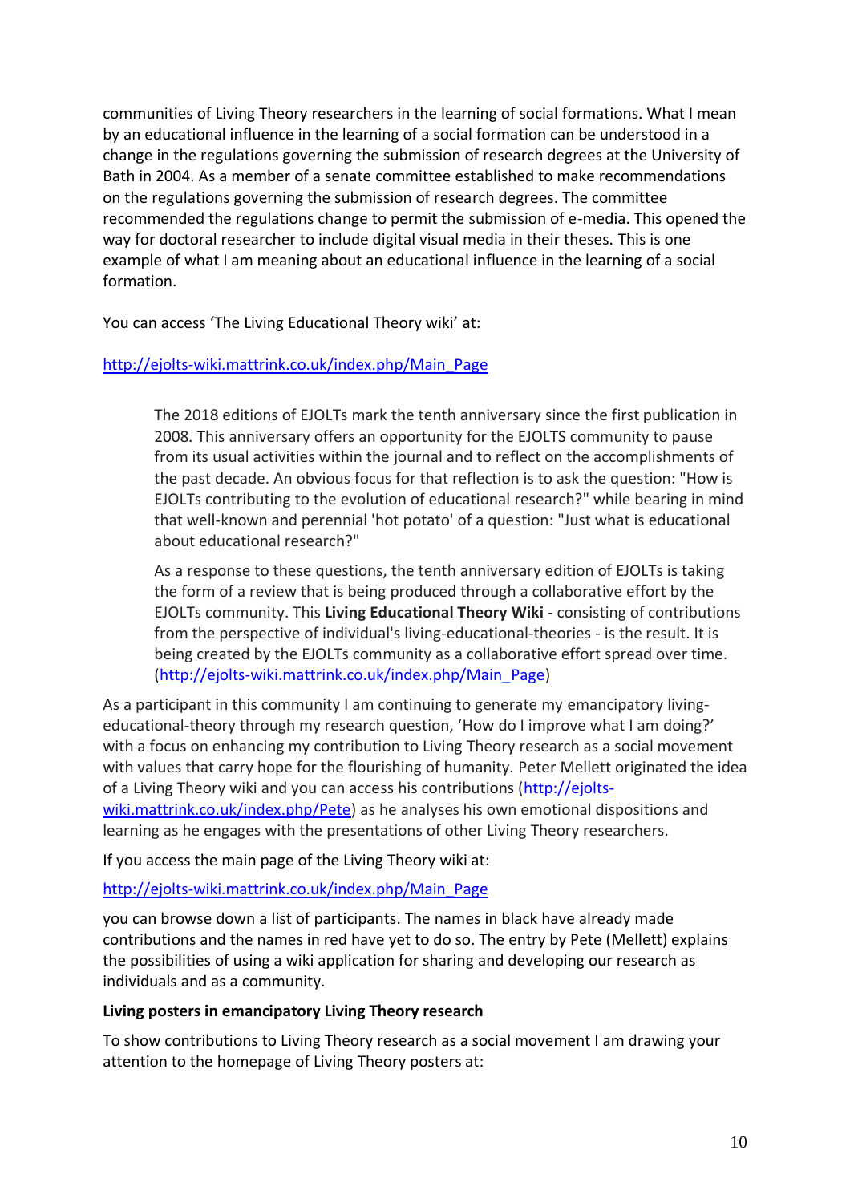communities of Living Theory researchers in the learning of social formations. What I mean by an educational influence in the learning of a social formation can be understood in a change in the regulations governing the submission of research degrees at the University of Bath in 2004. As a member of a senate committee established to make recommendations on the regulations governing the submission of research degrees. The committee recommended the regulations change to permit the submission of e-media. This opened the way for doctoral researcher to include digital visual media in their theses. This is one example of what I am meaning about an educational influence in the learning of a social formation.

You can access 'The Living Educational Theory wiki' at:

http://ejolts-wiki.mattrink.co.uk/index.php/Main_Page

> The 2018 editions of EJOLTs mark the tenth anniversary since the first publication in 2008. This anniversary offers an opportunity for the EJOLTS community to pause from its usual activities within the journal and to reflect on the accomplishments of the past decade. An obvious focus for that reflection is to ask the question: "How is EJOLTs contributing to the evolution of educational research?" while bearing in mind that well-known and perennial 'hot potato' of a question: "Just what is educational about educational research?"
>
> As a response to these questions, the tenth anniversary edition of EJOLTs is taking the form of a review that is being produced through a collaborative effort by the EJOLTs community. This **Living Educational Theory Wiki** - consisting of contributions from the perspective of individual's living-educational-theories - is the result. It is being created by the EJOLTs community as a collaborative effort spread over time. (http://ejolts-wiki.mattrink.co.uk/index.php/Main_Page)

As a participant in this community I am continuing to generate my emancipatory living-educational-theory through my research question, 'How do I improve what I am doing?' with a focus on enhancing my contribution to Living Theory research as a social movement with values that carry hope for the flourishing of humanity. Peter Mellett originated the idea of a Living Theory wiki and you can access his contributions (http://ejolts-wiki.mattrink.co.uk/index.php/Pete) as he analyses his own emotional dispositions and learning as he engages with the presentations of other Living Theory researchers.

If you access the main page of the Living Theory wiki at:

http://ejolts-wiki.mattrink.co.uk/index.php/Main_Page

you can browse down a list of participants. The names in black have already made contributions and the names in red have yet to do so. The entry by Pete (Mellett) explains the possibilities of using a wiki application for sharing and developing our research as individuals and as a community.

**Living posters in emancipatory Living Theory research**

To show contributions to Living Theory research as a social movement I am drawing your attention to the homepage of Living Theory posters at: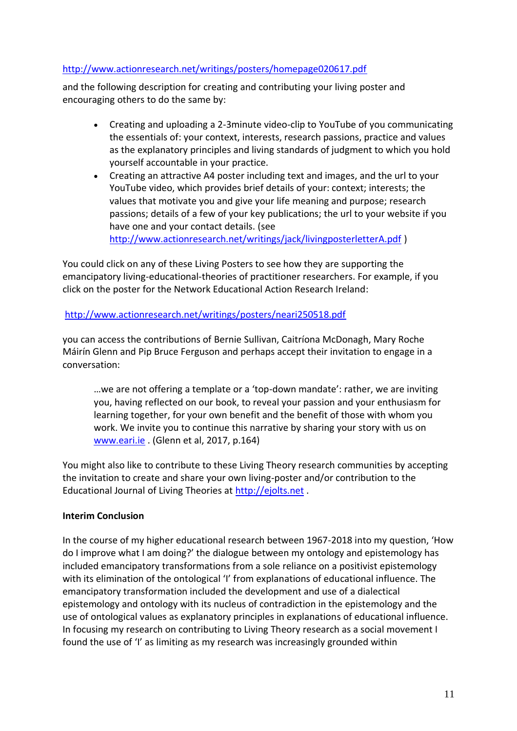http://www.actionresearch.net/writings/posters/homepage020617.pdf

and the following description for creating and contributing your living poster and encouraging others to do the same by:

- Creating and uploading a 2-3minute video-clip to YouTube of you communicating the essentials of: your context, interests, research passions, practice and values as the explanatory principles and living standards of judgment to which you hold yourself accountable in your practice.
- Creating an attractive A4 poster including text and images, and the url to your YouTube video, which provides brief details of your: context; interests; the values that motivate you and give your life meaning and purpose; research passions; details of a few of your key publications; the url to your website if you have one and your contact details. (see http://www.actionresearch.net/writings/jack/livingposterletterA.pdf )

You could click on any of these Living Posters to see how they are supporting the emancipatory living-educational-theories of practitioner researchers. For example, if you click on the poster for the Network Educational Action Research Ireland:

http://www.actionresearch.net/writings/posters/neari250518.pdf

you can access the contributions of Bernie Sullivan, Caitríona McDonagh, Mary Roche Máirín Glenn and Pip Bruce Ferguson and perhaps accept their invitation to engage in a conversation:

> …we are not offering a template or a 'top-down mandate': rather, we are inviting you, having reflected on our book, to reveal your passion and your enthusiasm for learning together, for your own benefit and the benefit of those with whom you work. We invite you to continue this narrative by sharing your story with us on www.eari.ie . (Glenn et al, 2017, p.164)

You might also like to contribute to these Living Theory research communities by accepting the invitation to create and share your own living-poster and/or contribution to the Educational Journal of Living Theories at http://ejolts.net .

**Interim Conclusion**

In the course of my higher educational research between 1967-2018 into my question, 'How do I improve what I am doing?' the dialogue between my ontology and epistemology has included emancipatory transformations from a sole reliance on a positivist epistemology with its elimination of the ontological 'I' from explanations of educational influence. The emancipatory transformation included the development and use of a dialectical epistemology and ontology with its nucleus of contradiction in the epistemology and the use of ontological values as explanatory principles in explanations of educational influence. In focusing my research on contributing to Living Theory research as a social movement I found the use of 'I' as limiting as my research was increasingly grounded within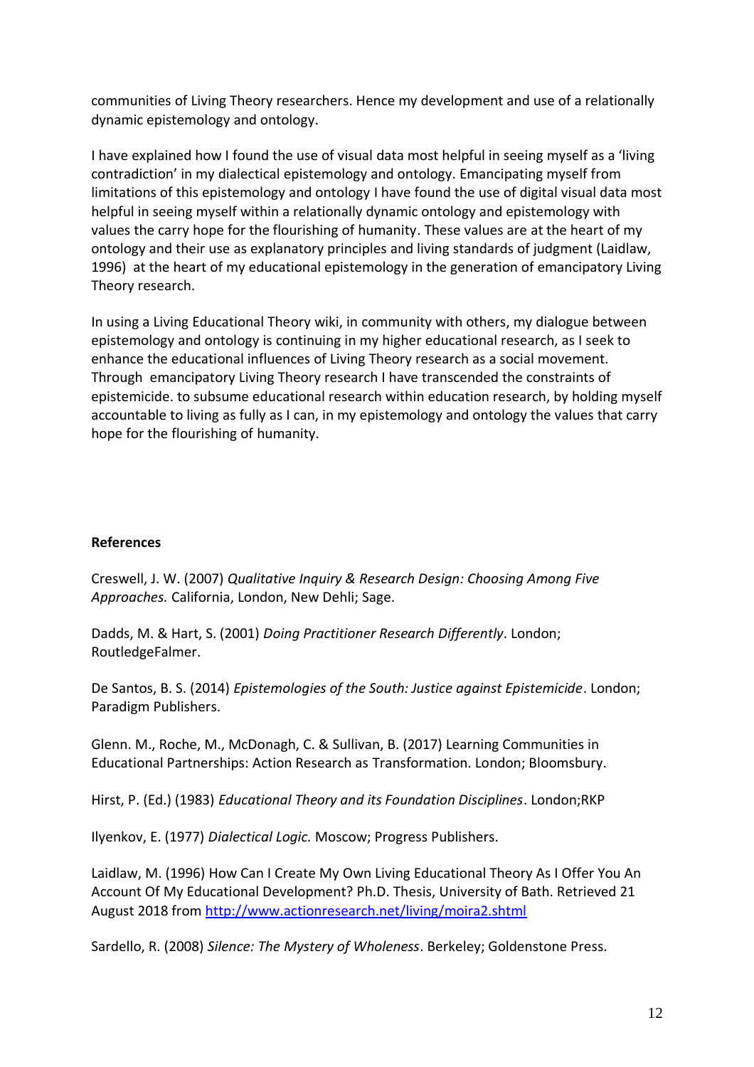communities of Living Theory researchers. Hence my development and use of a relationally dynamic epistemology and ontology.

I have explained how I found the use of visual data most helpful in seeing myself as a 'living contradiction' in my dialectical epistemology and ontology. Emancipating myself from limitations of this epistemology and ontology I have found the use of digital visual data most helpful in seeing myself within a relationally dynamic ontology and epistemology with values the carry hope for the flourishing of humanity. These values are at the heart of my ontology and their use as explanatory principles and living standards of judgment (Laidlaw, 1996) at the heart of my educational epistemology in the generation of emancipatory Living Theory research.

In using a Living Educational Theory wiki, in community with others, my dialogue between epistemology and ontology is continuing in my higher educational research, as I seek to enhance the educational influences of Living Theory research as a social movement. Through emancipatory Living Theory research I have transcended the constraints of epistemicide. to subsume educational research within education research, by holding myself accountable to living as fully as I can, in my epistemology and ontology the values that carry hope for the flourishing of humanity.

**References**

Creswell, J. W. (2007) *Qualitative Inquiry & Research Design: Choosing Among Five Approaches.* California, London, New Dehli; Sage.

Dadds, M. & Hart, S. (2001) *Doing Practitioner Research Differently*. London; RoutledgeFalmer.

De Santos, B. S. (2014) *Epistemologies of the South: Justice against Epistemicide*. London; Paradigm Publishers.

Glenn. M., Roche, M., McDonagh, C. & Sullivan, B. (2017) Learning Communities in Educational Partnerships: Action Research as Transformation. London; Bloomsbury.

Hirst, P. (Ed.) (1983) *Educational Theory and its Foundation Disciplines*. London;RKP

Ilyenkov, E. (1977) *Dialectical Logic.* Moscow; Progress Publishers.

Laidlaw, M. (1996) How Can I Create My Own Living Educational Theory As I Offer You An Account Of My Educational Development? Ph.D. Thesis, University of Bath. Retrieved 21 August 2018 from http://www.actionresearch.net/living/moira2.shtml

Sardello, R. (2008) *Silence: The Mystery of Wholeness*. Berkeley; Goldenstone Press.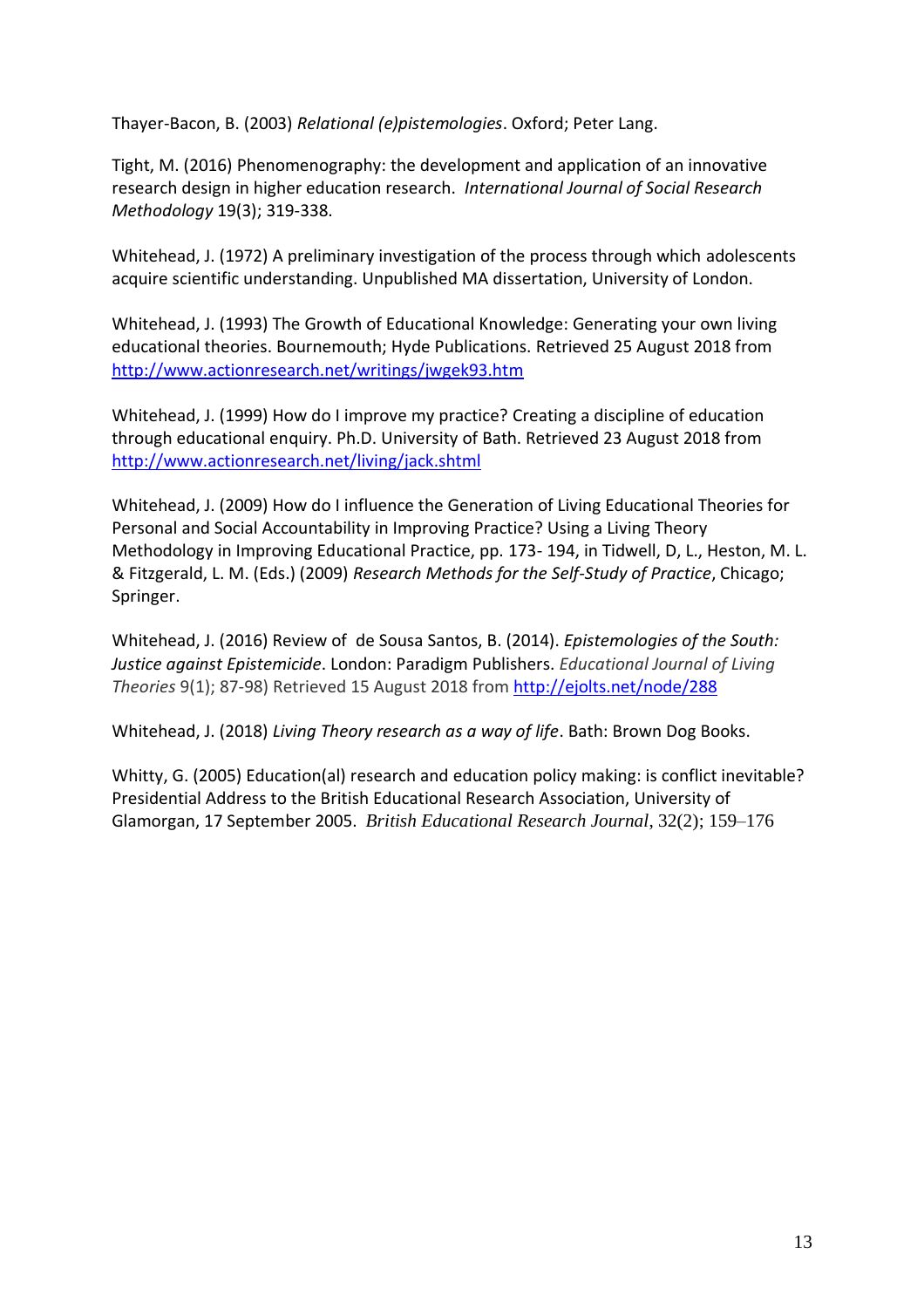Thayer-Bacon, B. (2003) *Relational (e)pistemologies*. Oxford; Peter Lang.

Tight, M. (2016) Phenomenography: the development and application of an innovative research design in higher education research. *International Journal of Social Research Methodology* 19(3); 319-338.

Whitehead, J. (1972) A preliminary investigation of the process through which adolescents acquire scientific understanding. Unpublished MA dissertation, University of London.

Whitehead, J. (1993) The Growth of Educational Knowledge: Generating your own living educational theories. Bournemouth; Hyde Publications. Retrieved 25 August 2018 from http://www.actionresearch.net/writings/jwgek93.htm

Whitehead, J. (1999) How do I improve my practice? Creating a discipline of education through educational enquiry. Ph.D. University of Bath. Retrieved 23 August 2018 from http://www.actionresearch.net/living/jack.shtml

Whitehead, J. (2009) How do I influence the Generation of Living Educational Theories for Personal and Social Accountability in Improving Practice? Using a Living Theory Methodology in Improving Educational Practice, pp. 173- 194, in Tidwell, D, L., Heston, M. L. & Fitzgerald, L. M. (Eds.) (2009) *Research Methods for the Self-Study of Practice*, Chicago; Springer.

Whitehead, J. (2016) Review of de Sousa Santos, B. (2014). *Epistemologies of the South: Justice against Epistemicide*. London: Paradigm Publishers. *Educational Journal of Living Theories* 9(1); 87-98) Retrieved 15 August 2018 from http://ejolts.net/node/288

Whitehead, J. (2018) *Living Theory research as a way of life*. Bath: Brown Dog Books.

Whitty, G. (2005) Education(al) research and education policy making: is conflict inevitable? Presidential Address to the British Educational Research Association, University of Glamorgan, 17 September 2005. *British Educational Research Journal*, 32(2); 159–176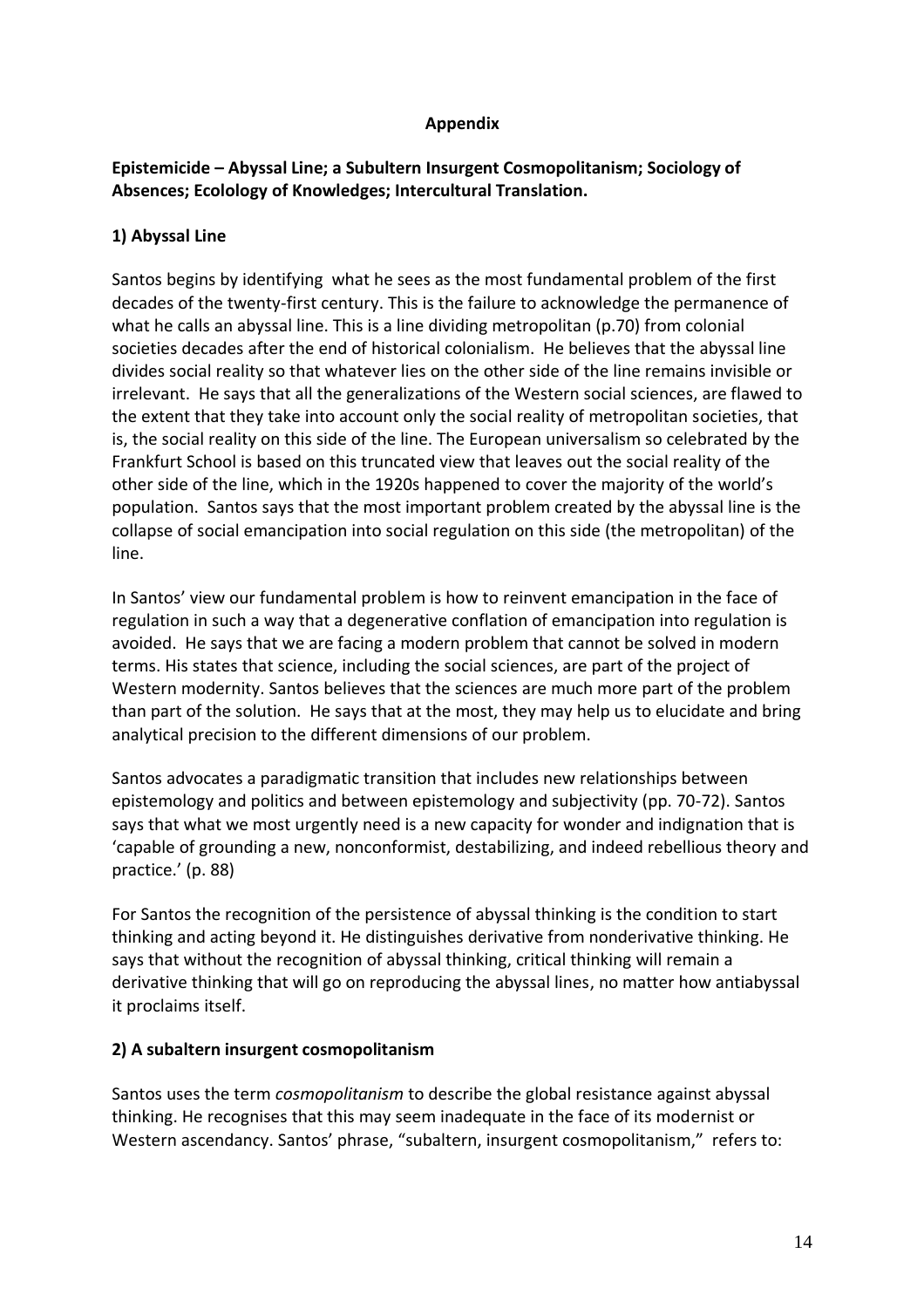**Appendix**

**Epistemicide – Abyssal Line; a Subultern Insurgent Cosmopolitanism; Sociology of Absences; Ecolology of Knowledges; Intercultural Translation.**

**1) Abyssal Line**

Santos begins by identifying what he sees as the most fundamental problem of the first decades of the twenty-first century. This is the failure to acknowledge the permanence of what he calls an abyssal line. This is a line dividing metropolitan (p.70) from colonial societies decades after the end of historical colonialism. He believes that the abyssal line divides social reality so that whatever lies on the other side of the line remains invisible or irrelevant. He says that all the generalizations of the Western social sciences, are flawed to the extent that they take into account only the social reality of metropolitan societies, that is, the social reality on this side of the line. The European universalism so celebrated by the Frankfurt School is based on this truncated view that leaves out the social reality of the other side of the line, which in the 1920s happened to cover the majority of the world's population. Santos says that the most important problem created by the abyssal line is the collapse of social emancipation into social regulation on this side (the metropolitan) of the line.

In Santos' view our fundamental problem is how to reinvent emancipation in the face of regulation in such a way that a degenerative conflation of emancipation into regulation is avoided. He says that we are facing a modern problem that cannot be solved in modern terms. His states that science, including the social sciences, are part of the project of Western modernity. Santos believes that the sciences are much more part of the problem than part of the solution. He says that at the most, they may help us to elucidate and bring analytical precision to the different dimensions of our problem.

Santos advocates a paradigmatic transition that includes new relationships between epistemology and politics and between epistemology and subjectivity (pp. 70-72). Santos says that what we most urgently need is a new capacity for wonder and indignation that is 'capable of grounding a new, nonconformist, destabilizing, and indeed rebellious theory and practice.' (p. 88)

For Santos the recognition of the persistence of abyssal thinking is the condition to start thinking and acting beyond it. He distinguishes derivative from nonderivative thinking. He says that without the recognition of abyssal thinking, critical thinking will remain a derivative thinking that will go on reproducing the abyssal lines, no matter how antiabyssal it proclaims itself.

**2) A subaltern insurgent cosmopolitanism**

Santos uses the term *cosmopolitanism* to describe the global resistance against abyssal thinking. He recognises that this may seem inadequate in the face of its modernist or Western ascendancy. Santos' phrase, "subaltern, insurgent cosmopolitanism," refers to: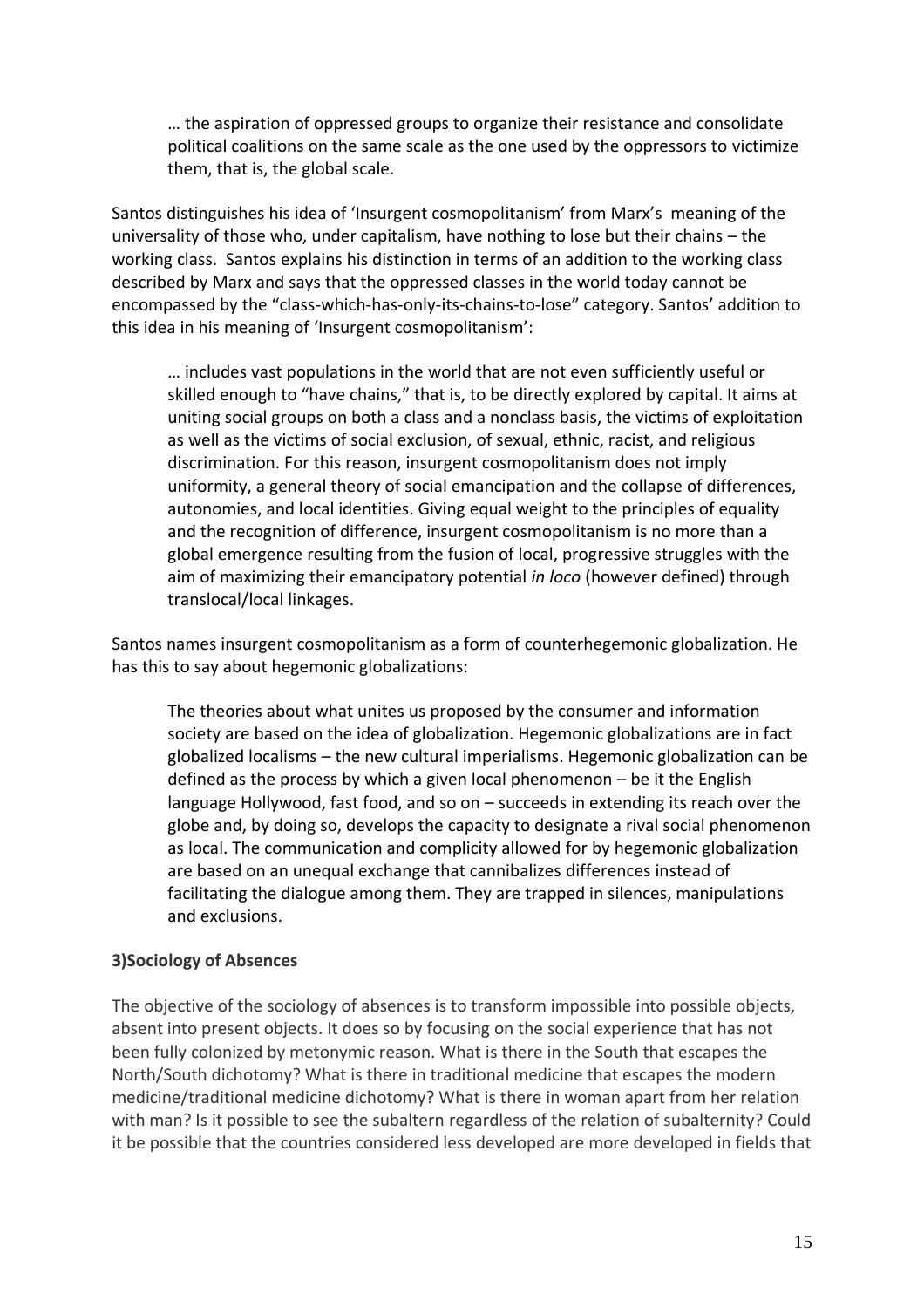> … the aspiration of oppressed groups to organize their resistance and consolidate political coalitions on the same scale as the one used by the oppressors to victimize them, that is, the global scale.

Santos distinguishes his idea of 'Insurgent cosmopolitanism' from Marx's meaning of the universality of those who, under capitalism, have nothing to lose but their chains – the working class. Santos explains his distinction in terms of an addition to the working class described by Marx and says that the oppressed classes in the world today cannot be encompassed by the "class-which-has-only-its-chains-to-lose" category. Santos' addition to this idea in his meaning of 'Insurgent cosmopolitanism':

> … includes vast populations in the world that are not even sufficiently useful or skilled enough to "have chains," that is, to be directly explored by capital. It aims at uniting social groups on both a class and a nonclass basis, the victims of exploitation as well as the victims of social exclusion, of sexual, ethnic, racist, and religious discrimination. For this reason, insurgent cosmopolitanism does not imply uniformity, a general theory of social emancipation and the collapse of differences, autonomies, and local identities. Giving equal weight to the principles of equality and the recognition of difference, insurgent cosmopolitanism is no more than a global emergence resulting from the fusion of local, progressive struggles with the aim of maximizing their emancipatory potential *in loco* (however defined) through translocal/local linkages.

Santos names insurgent cosmopolitanism as a form of counterhegemonic globalization. He has this to say about hegemonic globalizations:

> The theories about what unites us proposed by the consumer and information society are based on the idea of globalization. Hegemonic globalizations are in fact globalized localisms – the new cultural imperialisms. Hegemonic globalization can be defined as the process by which a given local phenomenon – be it the English language Hollywood, fast food, and so on – succeeds in extending its reach over the globe and, by doing so, develops the capacity to designate a rival social phenomenon as local. The communication and complicity allowed for by hegemonic globalization are based on an unequal exchange that cannibalizes differences instead of facilitating the dialogue among them. They are trapped in silences, manipulations and exclusions.

**3)Sociology of Absences**

The objective of the sociology of absences is to transform impossible into possible objects, absent into present objects. It does so by focusing on the social experience that has not been fully colonized by metonymic reason. What is there in the South that escapes the North/South dichotomy? What is there in traditional medicine that escapes the modern medicine/traditional medicine dichotomy? What is there in woman apart from her relation with man? Is it possible to see the subaltern regardless of the relation of subalternity? Could it be possible that the countries considered less developed are more developed in fields that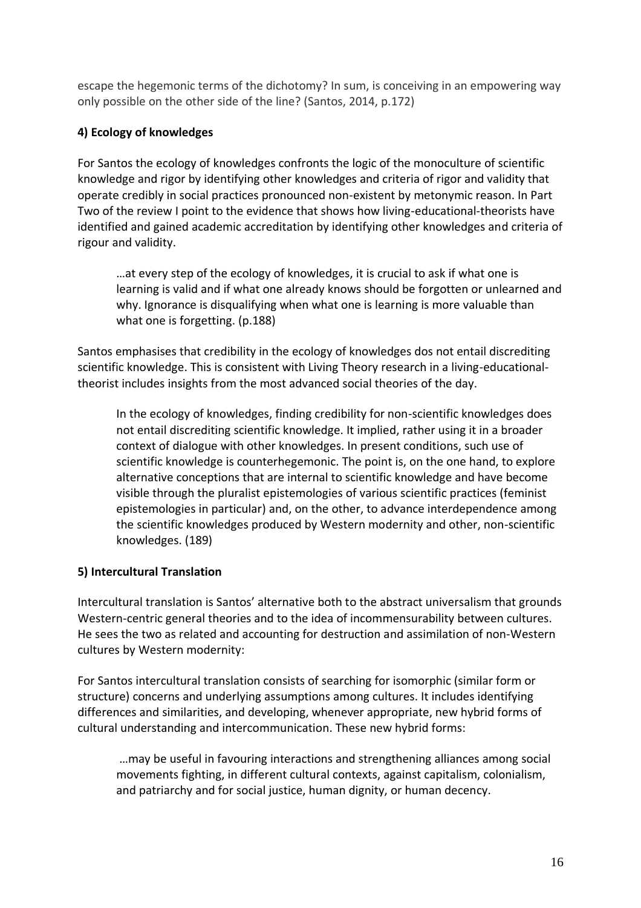escape the hegemonic terms of the dichotomy? In sum, is conceiving in an empowering way only possible on the other side of the line? (Santos, 2014, p.172)

**4) Ecology of knowledges**

For Santos the ecology of knowledges confronts the logic of the monoculture of scientific knowledge and rigor by identifying other knowledges and criteria of rigor and validity that operate credibly in social practices pronounced non-existent by metonymic reason. In Part Two of the review I point to the evidence that shows how living-educational-theorists have identified and gained academic accreditation by identifying other knowledges and criteria of rigour and validity.

> …at every step of the ecology of knowledges, it is crucial to ask if what one is learning is valid and if what one already knows should be forgotten or unlearned and why. Ignorance is disqualifying when what one is learning is more valuable than what one is forgetting. (p.188)

Santos emphasises that credibility in the ecology of knowledges dos not entail discrediting scientific knowledge. This is consistent with Living Theory research in a living-educational-theorist includes insights from the most advanced social theories of the day.

> In the ecology of knowledges, finding credibility for non-scientific knowledges does not entail discrediting scientific knowledge. It implied, rather using it in a broader context of dialogue with other knowledges. In present conditions, such use of scientific knowledge is counterhegemonic. The point is, on the one hand, to explore alternative conceptions that are internal to scientific knowledge and have become visible through the pluralist epistemologies of various scientific practices (feminist epistemologies in particular) and, on the other, to advance interdependence among the scientific knowledges produced by Western modernity and other, non-scientific knowledges. (189)

**5) Intercultural Translation**

Intercultural translation is Santos' alternative both to the abstract universalism that grounds Western-centric general theories and to the idea of incommensurability between cultures. He sees the two as related and accounting for destruction and assimilation of non-Western cultures by Western modernity:

For Santos intercultural translation consists of searching for isomorphic (similar form or structure) concerns and underlying assumptions among cultures. It includes identifying differences and similarities, and developing, whenever appropriate, new hybrid forms of cultural understanding and intercommunication. These new hybrid forms:

> …may be useful in favouring interactions and strengthening alliances among social movements fighting, in different cultural contexts, against capitalism, colonialism, and patriarchy and for social justice, human dignity, or human decency.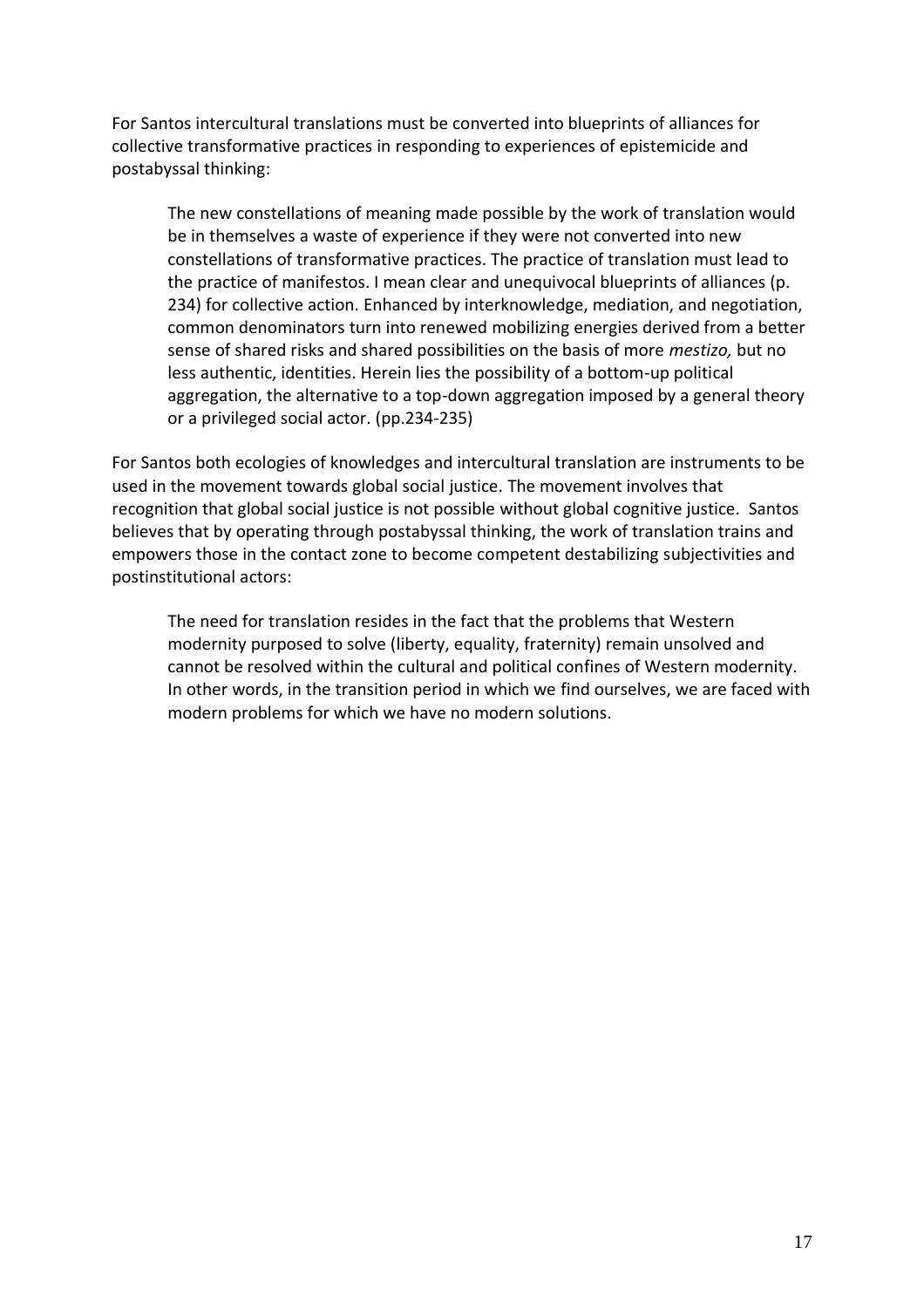For Santos intercultural translations must be converted into blueprints of alliances for collective transformative practices in responding to experiences of epistemicide and postabyssal thinking:

> The new constellations of meaning made possible by the work of translation would be in themselves a waste of experience if they were not converted into new constellations of transformative practices. The practice of translation must lead to the practice of manifestos. I mean clear and unequivocal blueprints of alliances (p. 234) for collective action. Enhanced by interknowledge, mediation, and negotiation, common denominators turn into renewed mobilizing energies derived from a better sense of shared risks and shared possibilities on the basis of more *mestizo,* but no less authentic, identities. Herein lies the possibility of a bottom-up political aggregation, the alternative to a top-down aggregation imposed by a general theory or a privileged social actor. (pp.234-235)

For Santos both ecologies of knowledges and intercultural translation are instruments to be used in the movement towards global social justice. The movement involves that recognition that global social justice is not possible without global cognitive justice. Santos believes that by operating through postabyssal thinking, the work of translation trains and empowers those in the contact zone to become competent destabilizing subjectivities and postinstitutional actors:

> The need for translation resides in the fact that the problems that Western modernity purposed to solve (liberty, equality, fraternity) remain unsolved and cannot be resolved within the cultural and political confines of Western modernity. In other words, in the transition period in which we find ourselves, we are faced with modern problems for which we have no modern solutions.